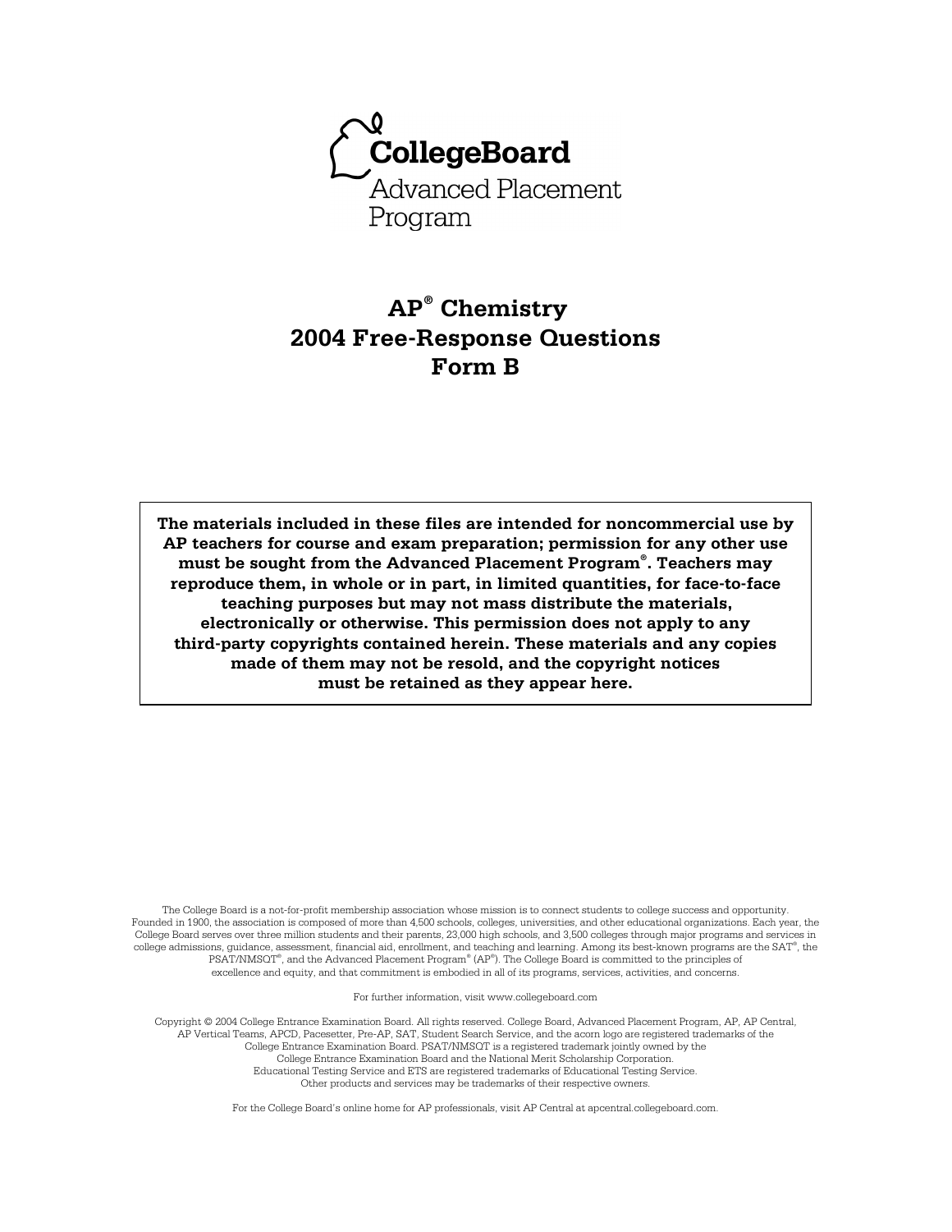CollegeBoard

Advanced Placement Program

# AP® Chemistry 2004 Free-Response Questions Form B

**The materials included in these files are intended for noncommercial use by AP teachers for course and exam preparation; permission for any other use must be sought from the Advanced Placement Program®. Teachers may reproduce them, in whole or in part, in limited quantities, for face-to-face teaching purposes but may not mass distribute the materials, electronically or otherwise. This permission does not apply to any third-party copyrights contained herein. These materials and any copies made of them may not be resold, and the copyright notices must be retained as they appear here.**

The College Board is a not-for-profit membership association whose mission is to connect students to college success and opportunity. Founded in 1900, the association is composed of more than 4,500 schools, colleges, universities, and other educational organizations. Each year, the College Board serves over three million students and their parents, 23,000 high schools, and 3,500 colleges through major programs and services in college admissions, guidance, assessment, financial aid, enrollment, and teaching and learning. Among its best-known programs are the SAT®, the PSAT/NMSQT®, and the Advanced Placement Program® (AP®). The College Board is committed to the principles of excellence and equity, and that commitment is embodied in all of its programs, services, activities, and concerns.

For further information, visit www.collegeboard.com

Copyright © 2004 College Entrance Examination Board. All rights reserved. College Board, Advanced Placement Program, AP, AP Central, AP Vertical Teams, APCD, Pacesetter, Pre-AP, SAT, Student Search Service, and the acorn logo are registered trademarks of the College Entrance Examination Board. PSAT/NMSQT is a registered trademark jointly owned by the College Entrance Examination Board and the National Merit Scholarship Corporation. Educational Testing Service and ETS are registered trademarks of Educational Testing Service. Other products and services may be trademarks of their respective owners.

For the College Board's online home for AP professionals, visit AP Central at apcentral.collegeboard.com.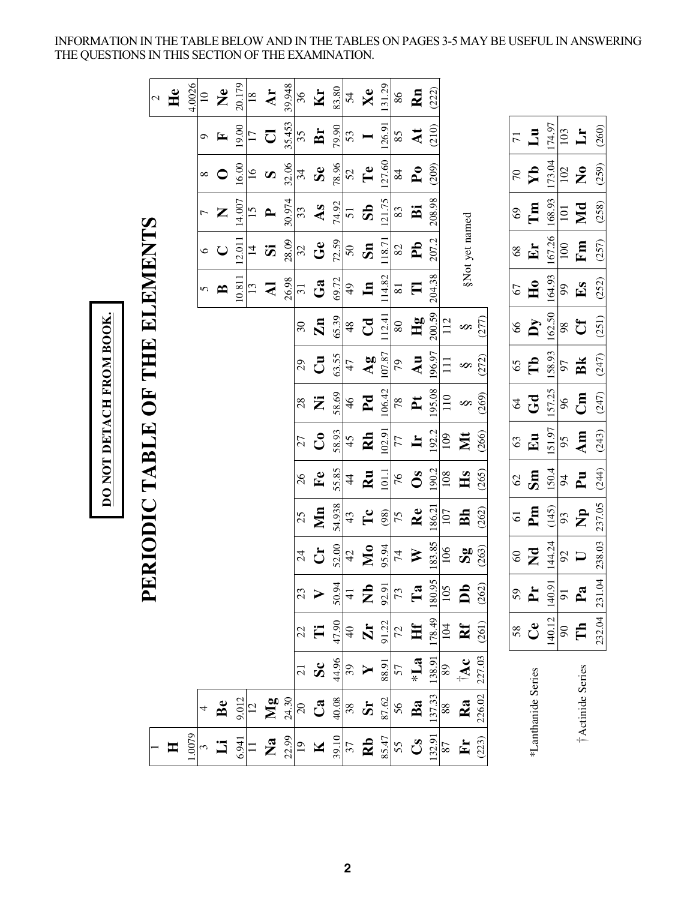INFORMATION IN THE TABLE BELOW AND IN THE TABLES ON PAGES 3-5 MAY BE USEFUL IN ANSWERING THE QUESTIONS IN THIS SECTION OF THE EXAMINATION.

**DO NOT DETACH FROM BOOK.**

# PERIODIC TABLE OF THE ELEMENTS

| 1 | 2 | 3 | 4 | 5 | 6 | 7 | 8 | 9 | 10 | 11 | 12 | 13 | 14 | 15 | 16 | 17 | 18 |
|---|---|---|---|---|---|---|---|---|---|---|---|---|---|---|---|---|---|
| 1 **H** 1.0079 | | | | | | | | | | | | | | | | | 2 **He** 4.0026 |
| 3 **Li** 6.941 | 4 **Be** 9.012 | | | | | | | | | | | 5 **B** 10.811 | 6 **C** 12.011 | 7 **N** 14.007 | 8 **O** 16.00 | 9 **F** 19.00 | 10 **Ne** 20.179 |
| 11 **Na** 22.99 | 12 **Mg** 24.30 | | | | | | | | | | | 13 **Al** 26.98 | 14 **Si** 28.09 | 15 **P** 30.974 | 16 **S** 32.06 | 17 **Cl** 35.453 | 18 **Ar** 39.948 |
| 19 **K** 39.10 | 20 **Ca** 40.08 | 21 **Sc** 44.96 | 22 **Ti** 47.90 | 23 **V** 50.94 | 24 **Cr** 52.00 | 25 **Mn** 54.938 | 26 **Fe** 55.85 | 27 **Co** 58.93 | 28 **Ni** 58.69 | 29 **Cu** 63.55 | 30 **Zn** 65.39 | 31 **Ga** 69.72 | 32 **Ge** 72.59 | 33 **As** 74.92 | 34 **Se** 78.96 | 35 **Br** 79.90 | 36 **Kr** 83.80 |
| 37 **Rb** 85.47 | 38 **Sr** 87.62 | 39 **Y** 88.91 | 40 **Zr** 91.22 | 41 **Nb** 92.91 | 42 **Mo** 95.94 | 43 **Tc** (98) | 44 **Ru** 101.1 | 45 **Rh** 102.91 | 46 **Pd** 106.42 | 47 **Ag** 107.87 | 48 **Cd** 112.41 | 49 **In** 114.82 | 50 **Sn** 118.71 | 51 **Sb** 121.75 | 52 **Te** 127.60 | 53 **I** 126.91 | 54 **Xe** 131.29 |
| 55 **Cs** 132.91 | 56 **Ba** 137.33 | 57 ***La** 138.91 | 72 **Hf** 178.49 | 73 **Ta** 180.95 | 74 **W** 183.85 | 75 **Re** 186.21 | 76 **Os** 190.2 | 77 **Ir** 192.2 | 78 **Pt** 195.08 | 79 **Au** 196.97 | 80 **Hg** 200.59 | 81 **Tl** 204.38 | 82 **Pb** 207.2 | 83 **Bi** 208.98 | 84 **Po** (209) | 85 **At** (210) | 86 **Rn** (222) |
| 87 **Fr** (223) | 88 **Ra** 226.02 | 89 **†Ac** 227.03 | 104 **Rf** (261) | 105 **Db** (262) | 106 **Sg** (263) | 107 **Bh** (262) | 108 **Hs** (265) | 109 **Mt** (266) | 110 **§** (269) | 111 **§** (272) | 112 **§** (277) | | | | | | |

§Not yet named

| | | | | | | | | | | | | | | |
|---|---|---|---|---|---|---|---|---|---|---|---|---|---|---|
| *Lanthanide Series | 58 **Ce** 140.12 | 59 **Pr** 140.91 | 60 **Nd** 144.24 | 61 **Pm** (145) | 62 **Sm** 150.4 | 63 **Eu** 151.97 | 64 **Gd** 157.25 | 65 **Tb** 158.93 | 66 **Dy** 162.50 | 67 **Ho** 164.93 | 68 **Er** 167.26 | 69 **Tm** 168.93 | 70 **Yb** 173.04 | 71 **Lu** 174.97 |
| †Actinide Series | 90 **Th** 232.04 | 91 **Pa** 231.04 | 92 **U** 238.03 | 93 **Np** 237.05 | 94 **Pu** (244) | 95 **Am** (243) | 96 **Cm** (247) | 97 **Bk** (247) | 98 **Cf** (251) | 99 **Es** (252) | 100 **Fm** (257) | 101 **Md** (258) | 102 **No** (259) | 103 **Lr** (260) |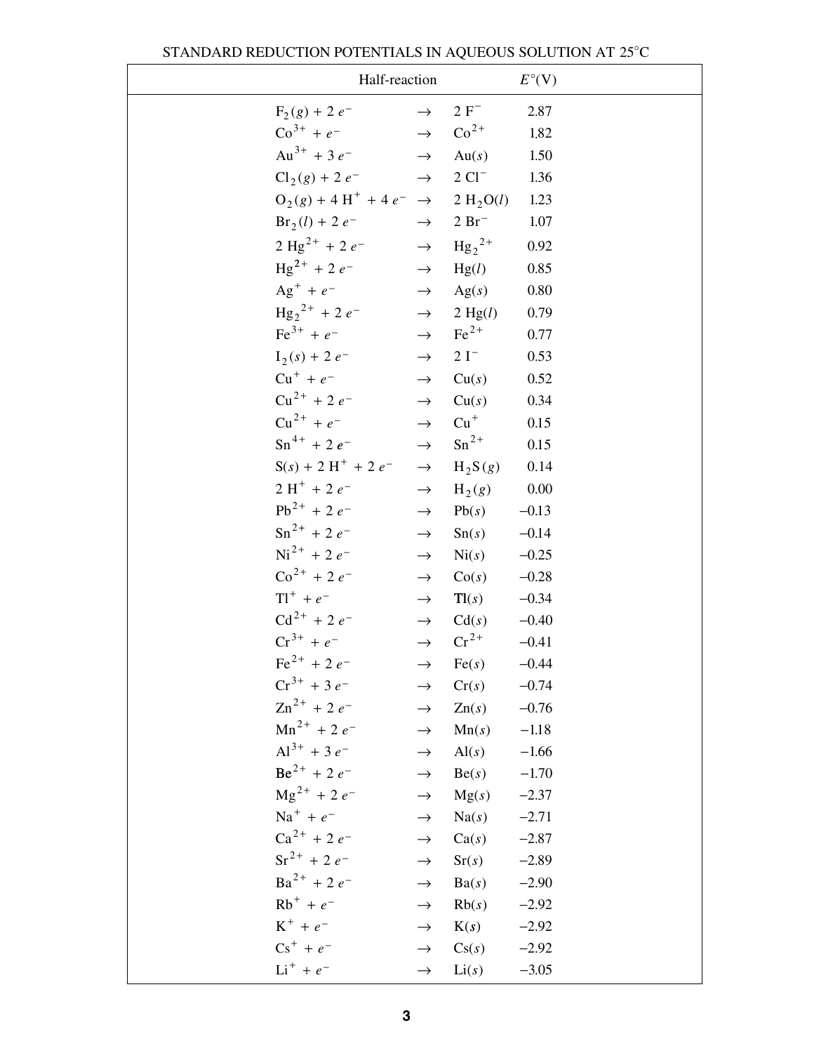# STANDARD REDUCTION POTENTIALS IN AQUEOUS SOLUTION AT 25°C

| Half-reaction | | | $E°$(V) |
|---|---|---|---|
| $F_2(g) + 2\,e^-$ | → | $2\,F^-$ | 2.87 |
| $Co^{3+} + e^-$ | → | $Co^{2+}$ | 1.82 |
| $Au^{3+} + 3\,e^-$ | → | $Au(s)$ | 1.50 |
| $Cl_2(g) + 2\,e^-$ | → | $2\,Cl^-$ | 1.36 |
| $O_2(g) + 4\,H^+ + 4\,e^-$ | → | $2\,H_2O(l)$ | 1.23 |
| $Br_2(l) + 2\,e^-$ | → | $2\,Br^-$ | 1.07 |
| $2\,Hg^{2+} + 2\,e^-$ | → | $Hg_2^{\,2+}$ | 0.92 |
| $Hg^{2+} + 2\,e^-$ | → | $Hg(l)$ | 0.85 |
| $Ag^+ + e^-$ | → | $Ag(s)$ | 0.80 |
| $Hg_2^{\,2+} + 2\,e^-$ | → | $2\,Hg(l)$ | 0.79 |
| $Fe^{3+} + e^-$ | → | $Fe^{2+}$ | 0.77 |
| $I_2(s) + 2\,e^-$ | → | $2\,I^-$ | 0.53 |
| $Cu^+ + e^-$ | → | $Cu(s)$ | 0.52 |
| $Cu^{2+} + 2\,e^-$ | → | $Cu(s)$ | 0.34 |
| $Cu^{2+} + e^-$ | → | $Cu^+$ | 0.15 |
| $Sn^{4+} + 2\,e^-$ | → | $Sn^{2+}$ | 0.15 |
| $S(s) + 2\,H^+ + 2\,e^-$ | → | $H_2S(g)$ | 0.14 |
| $2\,H^+ + 2\,e^-$ | → | $H_2(g)$ | 0.00 |
| $Pb^{2+} + 2\,e^-$ | → | $Pb(s)$ | –0.13 |
| $Sn^{2+} + 2\,e^-$ | → | $Sn(s)$ | –0.14 |
| $Ni^{2+} + 2\,e^-$ | → | $Ni(s)$ | –0.25 |
| $Co^{2+} + 2\,e^-$ | → | $Co(s)$ | –0.28 |
| $Tl^+ + e^-$ | → | $Tl(s)$ | –0.34 |
| $Cd^{2+} + 2\,e^-$ | → | $Cd(s)$ | –0.40 |
| $Cr^{3+} + e^-$ | → | $Cr^{2+}$ | –0.41 |
| $Fe^{2+} + 2\,e^-$ | → | $Fe(s)$ | –0.44 |
| $Cr^{3+} + 3\,e^-$ | → | $Cr(s)$ | –0.74 |
| $Zn^{2+} + 2\,e^-$ | → | $Zn(s)$ | –0.76 |
| $Mn^{2+} + 2\,e^-$ | → | $Mn(s)$ | –1.18 |
| $Al^{3+} + 3\,e^-$ | → | $Al(s)$ | –1.66 |
| $Be^{2+} + 2\,e^-$ | → | $Be(s)$ | –1.70 |
| $Mg^{2+} + 2\,e^-$ | → | $Mg(s)$ | –2.37 |
| $Na^+ + e^-$ | → | $Na(s)$ | –2.71 |
| $Ca^{2+} + 2\,e^-$ | → | $Ca(s)$ | –2.87 |
| $Sr^{2+} + 2\,e^-$ | → | $Sr(s)$ | –2.89 |
| $Ba^{2+} + 2\,e^-$ | → | $Ba(s)$ | –2.90 |
| $Rb^+ + e^-$ | → | $Rb(s)$ | –2.92 |
| $K^+ + e^-$ | → | $K(s)$ | –2.92 |
| $Cs^+ + e^-$ | → | $Cs(s)$ | –2.92 |
| $Li^+ + e^-$ | → | $Li(s)$ | –3.05 |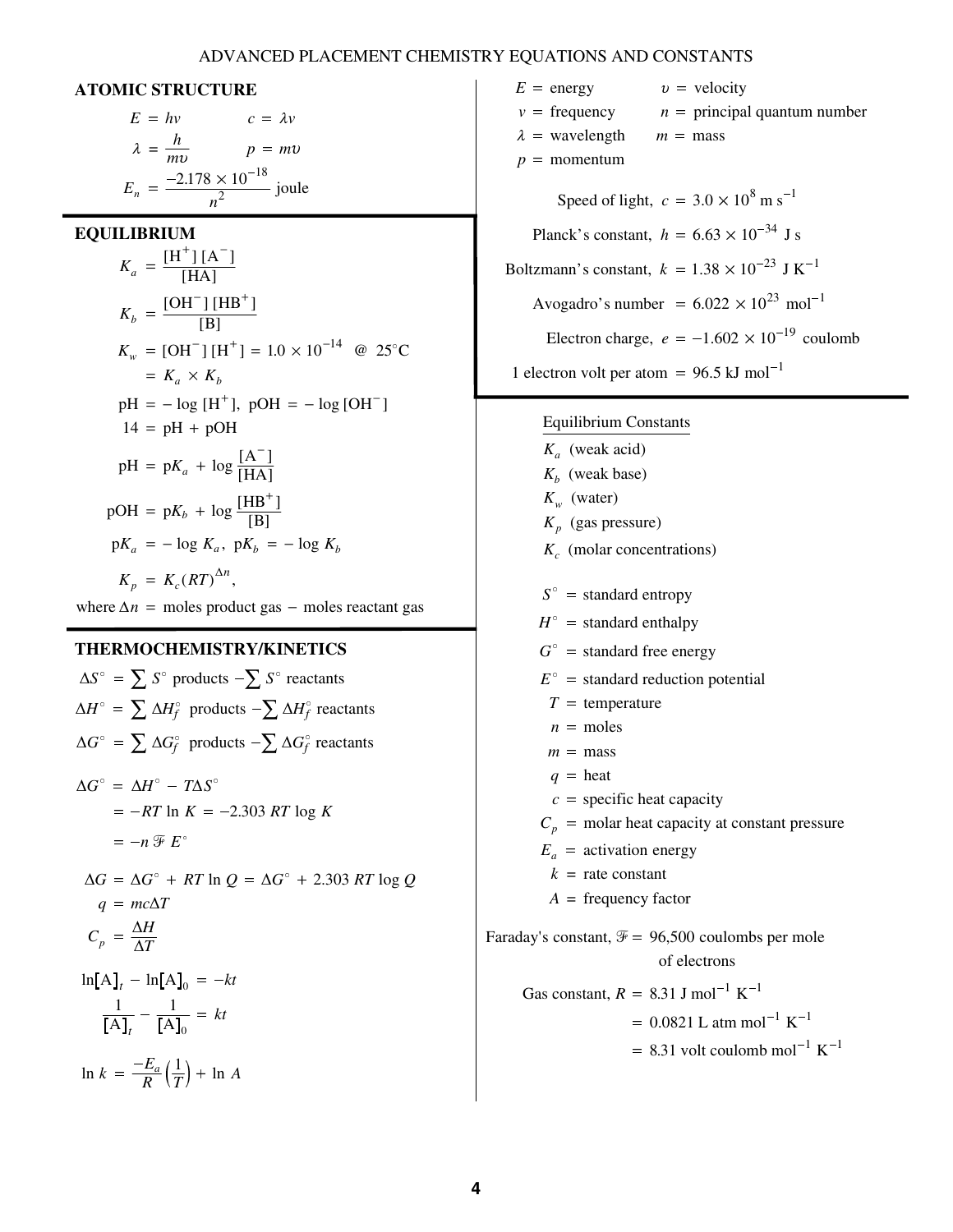# ADVANCED PLACEMENT CHEMISTRY EQUATIONS AND CONSTANTS

## ATOMIC STRUCTURE

$$E = h\nu \qquad c = \lambda \nu$$

$$\lambda = \frac{h}{m\upsilon} \qquad p = m\upsilon$$

$$E_n = \frac{-2.178 \times 10^{-18}}{n^2} \text{ joule}$$

$E$ = energy
$\nu$ = frequency
$\lambda$ = wavelength
$p$ = momentum
$\upsilon$ = velocity
$n$ = principal quantum number
$m$ = mass

Speed of light, $c = 3.0 \times 10^{8}$ m s$^{-1}$

Planck's constant, $h = 6.63 \times 10^{-34}$ J s

Boltzmann's constant, $k = 1.38 \times 10^{-23}$ J K$^{-1}$

Avogadro's number $= 6.022 \times 10^{23}$ mol$^{-1}$

Electron charge, $e = -1.602 \times 10^{-19}$ coulomb

1 electron volt per atom $= 96.5$ kJ mol$^{-1}$

## EQUILIBRIUM

$$K_a = \frac{[H^+][A^-]}{[HA]}$$

$$K_b = \frac{[OH^-][HB^+]}{[B]}$$

$$K_w = [OH^-][H^+] = 1.0 \times 10^{-14} \ @ \ 25^\circ\text{C}$$
$$= K_a \times K_b$$

$$\text{pH} = -\log[H^+], \ \text{pOH} = -\log[OH^-]$$

$$14 = \text{pH} + \text{pOH}$$

$$\text{pH} = \text{p}K_a + \log\frac{[A^-]}{[HA]}$$

$$\text{pOH} = \text{p}K_b + \log\frac{[HB^+]}{[B]}$$

$$\text{p}K_a = -\log K_a, \ \text{p}K_b = -\log K_b$$

$$K_p = K_c(RT)^{\Delta n},$$

where $\Delta n$ = moles product gas − moles reactant gas

Equilibrium Constants

$K_a$ (weak acid)
$K_b$ (weak base)
$K_w$ (water)
$K_p$ (gas pressure)
$K_c$ (molar concentrations)

## THERMOCHEMISTRY/KINETICS

$$\Delta S^\circ = \sum S^\circ \text{ products} - \sum S^\circ \text{ reactants}$$

$$\Delta H^\circ = \sum \Delta H_f^\circ \text{ products} - \sum \Delta H_f^\circ \text{ reactants}$$

$$\Delta G^\circ = \sum \Delta G_f^\circ \text{ products} - \sum \Delta G_f^\circ \text{ reactants}$$

$$\Delta G^\circ = \Delta H^\circ - T\Delta S^\circ$$
$$= -RT \ln K = -2.303\, RT \log K$$
$$= -n\,\mathcal{F}\,E^\circ$$

$$\Delta G = \Delta G^\circ + RT \ln Q = \Delta G^\circ + 2.303\, RT \log Q$$

$$q = mc\Delta T$$

$$C_p = \frac{\Delta H}{\Delta T}$$

$$\ln[A]_t - \ln[A]_0 = -kt$$

$$\frac{1}{[A]_t} - \frac{1}{[A]_0} = kt$$

$$\ln k = \frac{-E_a}{R}\left(\frac{1}{T}\right) + \ln A$$

$S^\circ$ = standard entropy
$H^\circ$ = standard enthalpy
$G^\circ$ = standard free energy
$E^\circ$ = standard reduction potential
$T$ = temperature
$n$ = moles
$m$ = mass
$q$ = heat
$c$ = specific heat capacity
$C_p$ = molar heat capacity at constant pressure
$E_a$ = activation energy
$k$ = rate constant
$A$ = frequency factor

Faraday's constant, $\mathcal{F}$ = 96,500 coulombs per mole of electrons

Gas constant, $R = 8.31$ J mol$^{-1}$ K$^{-1}$
$= 0.0821$ L atm mol$^{-1}$ K$^{-1}$
$= 8.31$ volt coulomb mol$^{-1}$ K$^{-1}$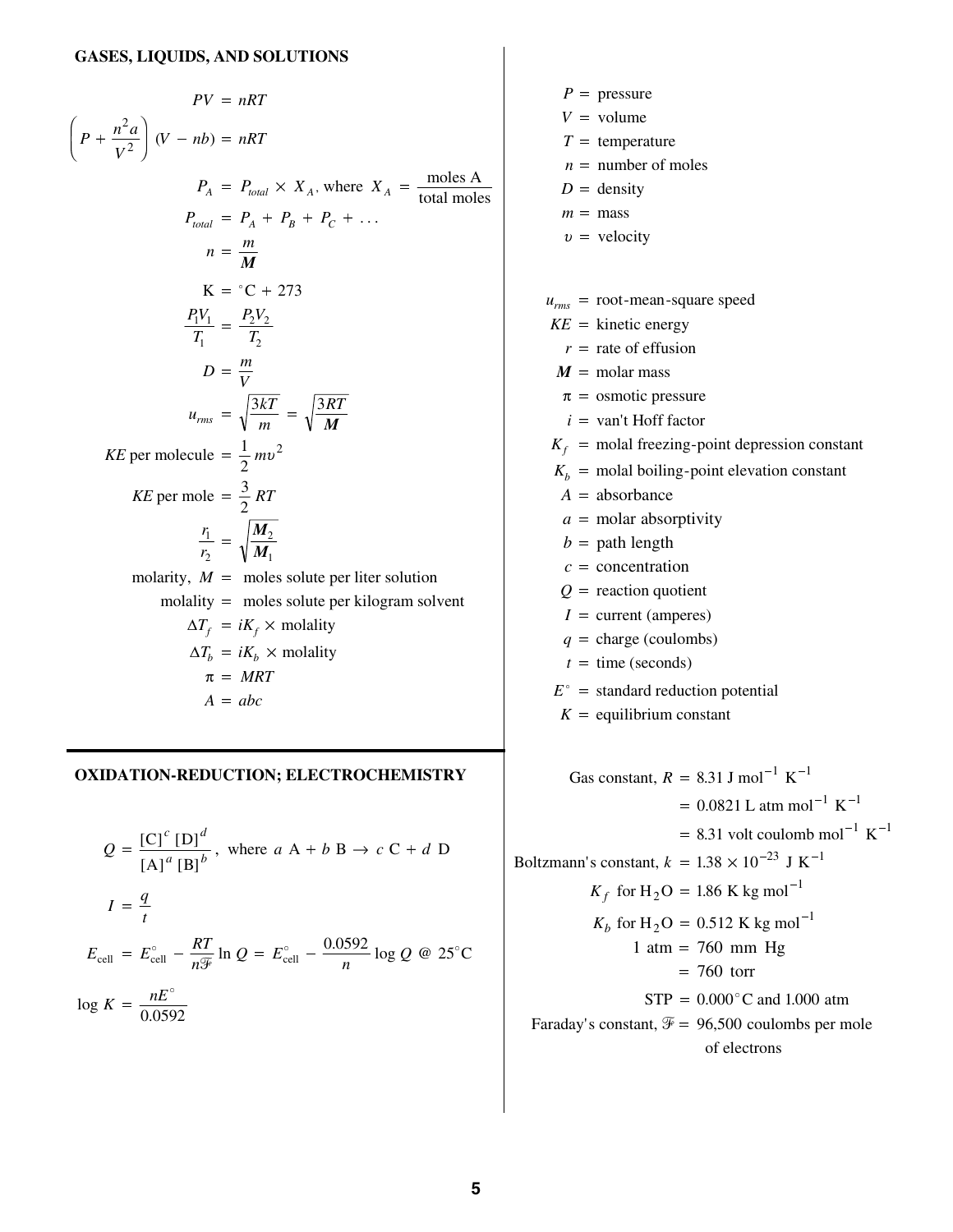## GASES, LIQUIDS, AND SOLUTIONS

$$PV = nRT$$

$$\left(P + \frac{n^2 a}{V^2}\right)(V - nb) = nRT$$

$$P_A = P_{total} \times X_A, \text{ where } X_A = \frac{\text{moles A}}{\text{total moles}}$$

$$P_{total} = P_A + P_B + P_C + \ldots$$

$$n = \frac{m}{\boldsymbol{M}}$$

$$\text{K} = {}^\circ\text{C} + 273$$

$$\frac{P_1 V_1}{T_1} = \frac{P_2 V_2}{T_2}$$

$$D = \frac{m}{V}$$

$$u_{rms} = \sqrt{\frac{3kT}{m}} = \sqrt{\frac{3RT}{\boldsymbol{M}}}$$

$$KE \text{ per molecule} = \frac{1}{2} m\upsilon^2$$

$$KE \text{ per mole} = \frac{3}{2} RT$$

$$\frac{r_1}{r_2} = \sqrt{\frac{\boldsymbol{M}_2}{\boldsymbol{M}_1}}$$

molarity, $M$ = moles solute per liter solution

molality = moles solute per kilogram solvent

$$\Delta T_f = iK_f \times \text{molality}$$

$$\Delta T_b = iK_b \times \text{molality}$$

$$\pi = MRT$$

$$A = abc$$

$P$ = pressure
$V$ = volume
$T$ = temperature
$n$ = number of moles
$D$ = density
$m$ = mass
$\upsilon$ = velocity

$u_{rms}$ = root-mean-square speed
$KE$ = kinetic energy
$r$ = rate of effusion
$\boldsymbol{M}$ = molar mass
$\pi$ = osmotic pressure
$i$ = van't Hoff factor
$K_f$ = molal freezing-point depression constant
$K_b$ = molal boiling-point elevation constant
$A$ = absorbance
$a$ = molar absorptivity
$b$ = path length
$c$ = concentration
$Q$ = reaction quotient
$I$ = current (amperes)
$q$ = charge (coulombs)
$t$ = time (seconds)
$E^\circ$ = standard reduction potential
$K$ = equilibrium constant

## OXIDATION-REDUCTION; ELECTROCHEMISTRY

$$Q = \frac{[\text{C}]^c [\text{D}]^d}{[\text{A}]^a [\text{B}]^b}, \text{ where } a \text{ A} + b \text{ B} \rightarrow c \text{ C} + d \text{ D}$$

$$I = \frac{q}{t}$$

$$E_{\text{cell}} = E^\circ_{\text{cell}} - \frac{RT}{n\mathcal{F}} \ln Q = E^\circ_{\text{cell}} - \frac{0.0592}{n} \log Q \text{ @ } 25^\circ\text{C}$$

$$\log K = \frac{nE^\circ}{0.0592}$$

Gas constant, $R$ = 8.31 J mol$^{-1}$ K$^{-1}$
= 0.0821 L atm mol$^{-1}$ K$^{-1}$
= 8.31 volt coulomb mol$^{-1}$ K$^{-1}$

Boltzmann's constant, $k$ = $1.38 \times 10^{-23}$ J K$^{-1}$

$K_f$ for $H_2O$ = 1.86 K kg mol$^{-1}$

$K_b$ for $H_2O$ = 0.512 K kg mol$^{-1}$

1 atm = 760 mm Hg
= 760 torr

STP = 0.000$^\circ$C and 1.000 atm

Faraday's constant, $\mathcal{F}$ = 96,500 coulombs per mole of electrons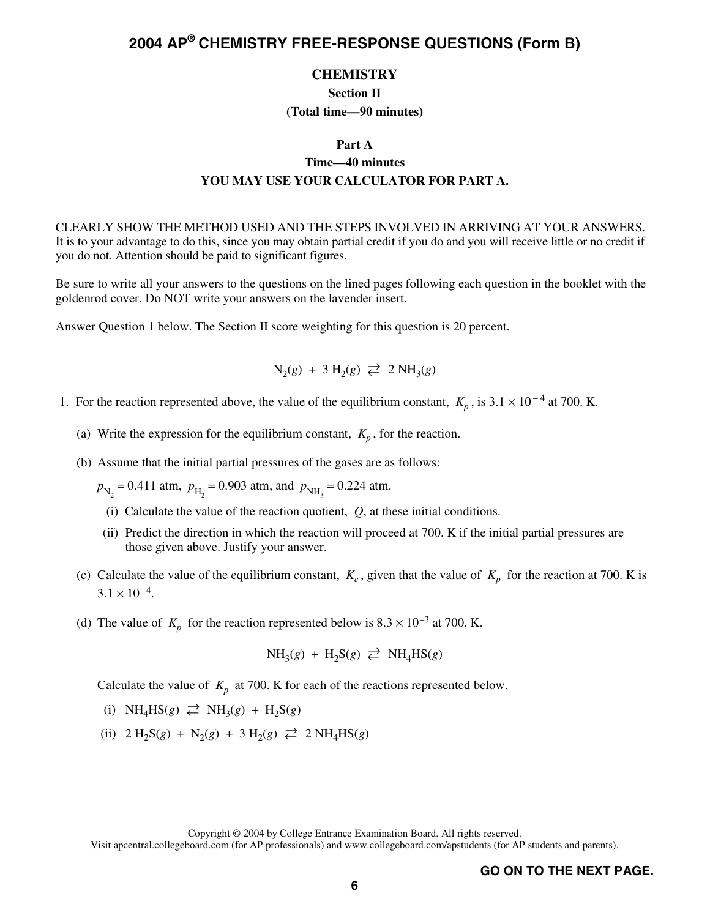# 2004 AP® CHEMISTRY FREE-RESPONSE QUESTIONS (Form B)

**CHEMISTRY**

**Section II**

**(Total time—90 minutes)**

**Part A**

**Time—40 minutes**

**YOU MAY USE YOUR CALCULATOR FOR PART A.**

CLEARLY SHOW THE METHOD USED AND THE STEPS INVOLVED IN ARRIVING AT YOUR ANSWERS. It is to your advantage to do this, since you may obtain partial credit if you do and you will receive little or no credit if you do not. Attention should be paid to significant figures.

Be sure to write all your answers to the questions on the lined pages following each question in the booklet with the goldenrod cover. Do NOT write your answers on the lavender insert.

Answer Question 1 below. The Section II score weighting for this question is 20 percent.

$$N_2(g) + 3\,H_2(g) \rightleftarrows 2\,NH_3(g)$$

1. For the reaction represented above, the value of the equilibrium constant, $K_p$, is $3.1 \times 10^{-4}$ at 700. K.

   (a) Write the expression for the equilibrium constant, $K_p$, for the reaction.

   (b) Assume that the initial partial pressures of the gases are as follows:

   $p_{N_2} = 0.411$ atm, $p_{H_2} = 0.903$ atm, and $p_{NH_3} = 0.224$ atm.

   (i) Calculate the value of the reaction quotient, $Q$, at these initial conditions.

   (ii) Predict the direction in which the reaction will proceed at 700. K if the initial partial pressures are those given above. Justify your answer.

   (c) Calculate the value of the equilibrium constant, $K_c$, given that the value of $K_p$ for the reaction at 700. K is $3.1 \times 10^{-4}$.

   (d) The value of $K_p$ for the reaction represented below is $8.3 \times 10^{-3}$ at 700. K.

   $$NH_3(g) + H_2S(g) \rightleftarrows NH_4HS(g)$$

   Calculate the value of $K_p$ at 700. K for each of the reactions represented below.

   (i) $NH_4HS(g) \rightleftarrows NH_3(g) + H_2S(g)$

   (ii) $2\,H_2S(g) + N_2(g) + 3\,H_2(g) \rightleftarrows 2\,NH_4HS(g)$

Copyright © 2004 by College Entrance Examination Board. All rights reserved.
Visit apcentral.collegeboard.com (for AP professionals) and www.collegeboard.com/apstudents (for AP students and parents).

**GO ON TO THE NEXT PAGE.**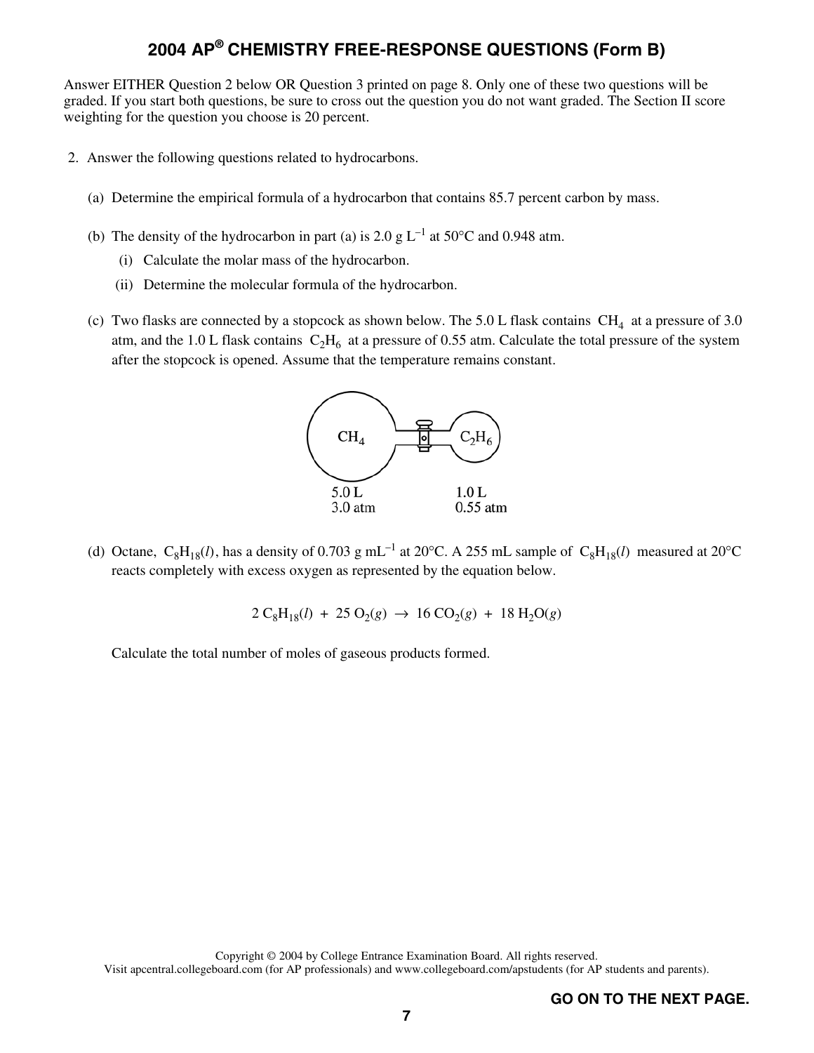# 2004 AP® CHEMISTRY FREE-RESPONSE QUESTIONS (Form B)

Answer EITHER Question 2 below OR Question 3 printed on page 8. Only one of these two questions will be graded. If you start both questions, be sure to cross out the question you do not want graded. The Section II score weighting for the question you choose is 20 percent.

2. Answer the following questions related to hydrocarbons.

   (a) Determine the empirical formula of a hydrocarbon that contains 85.7 percent carbon by mass.

   (b) The density of the hydrocarbon in part (a) is 2.0 g $L^{-1}$ at 50°C and 0.948 atm.

      (i) Calculate the molar mass of the hydrocarbon.

      (ii) Determine the molecular formula of the hydrocarbon.

   (c) Two flasks are connected by a stopcock as shown below. The 5.0 L flask contains $CH_4$ at a pressure of 3.0 atm, and the 1.0 L flask contains $C_2H_6$ at a pressure of 0.55 atm. Calculate the total pressure of the system after the stopcock is opened. Assume that the temperature remains constant.

   | $CH_4$ | $C_2H_6$ |
   | --- | --- |
   | 5.0 L | 1.0 L |
   | 3.0 atm | 0.55 atm |

   (d) Octane, $C_8H_{18}(l)$, has a density of 0.703 g $mL^{-1}$ at 20°C. A 255 mL sample of $C_8H_{18}(l)$ measured at 20°C reacts completely with excess oxygen as represented by the equation below.

   $$2\ C_8H_{18}(l)\ +\ 25\ O_2(g)\ \rightarrow\ 16\ CO_2(g)\ +\ 18\ H_2O(g)$$

   Calculate the total number of moles of gaseous products formed.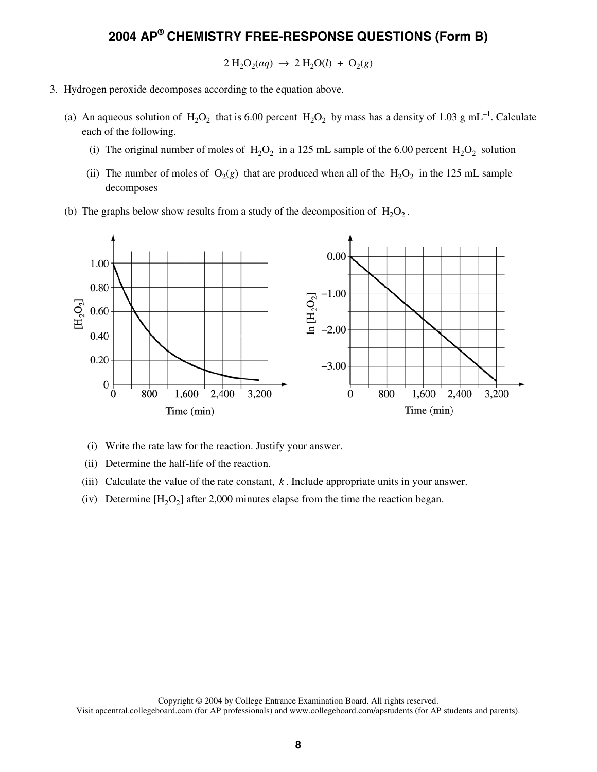$$2\ H_2O_2(aq) \rightarrow 2\ H_2O(l) + O_2(g)$$

3. Hydrogen peroxide decomposes according to the equation above.

   (a) An aqueous solution of $H_2O_2$ that is 6.00 percent $H_2O_2$ by mass has a density of 1.03 g $mL^{-1}$. Calculate each of the following.

      (i) The original number of moles of $H_2O_2$ in a 125 mL sample of the 6.00 percent $H_2O_2$ solution

      (ii) The number of moles of $O_2(g)$ that are produced when all of the $H_2O_2$ in the 125 mL sample decomposes

   (b) The graphs below show results from a study of the decomposition of $H_2O_2$.

      (i) Write the rate law for the reaction. Justify your answer.

      (ii) Determine the half-life of the reaction.

      (iii) Calculate the value of the rate constant, $k$. Include appropriate units in your answer.

      (iv) Determine $[H_2O_2]$ after 2,000 minutes elapse from the time the reaction began.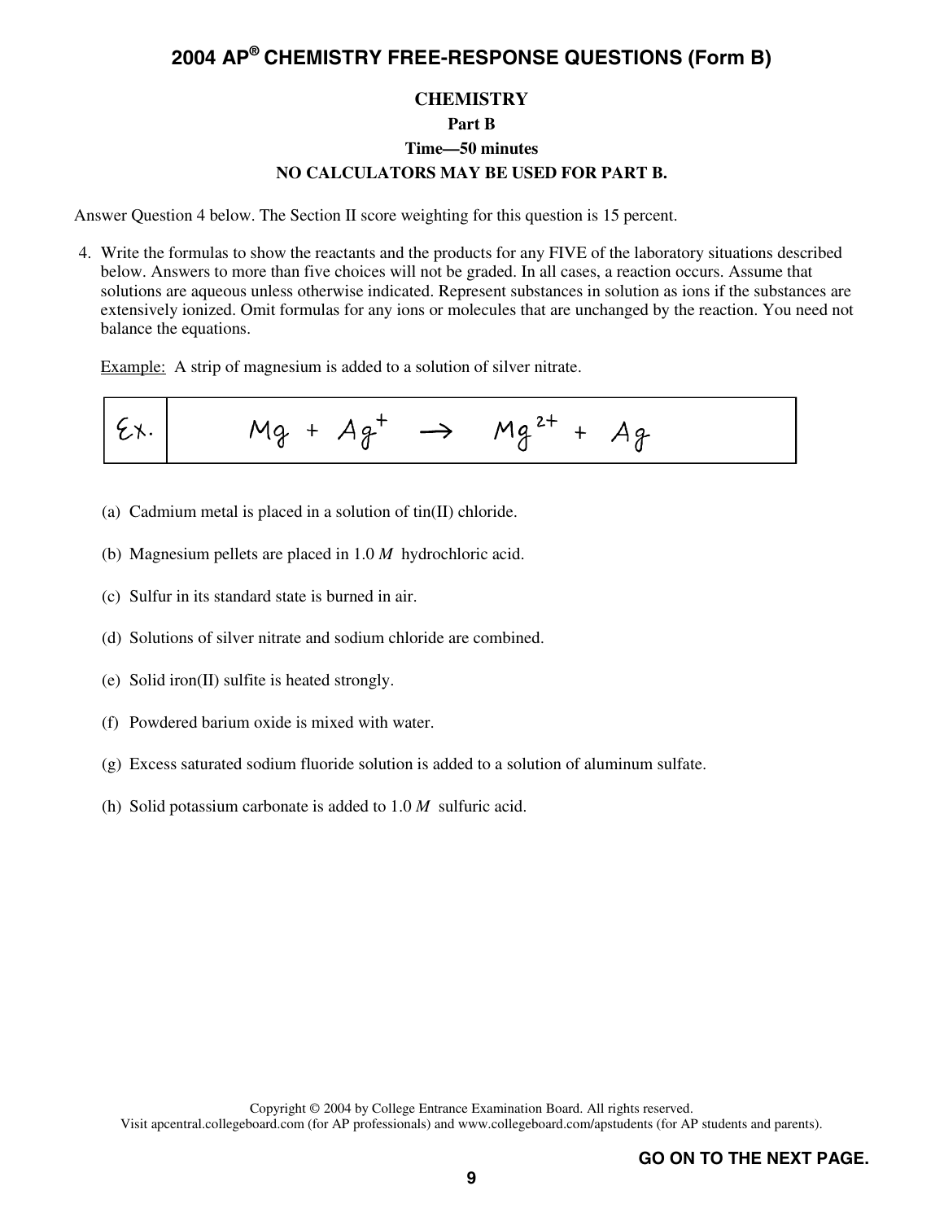# CHEMISTRY

## Part B

**Time—50 minutes**

**NO CALCULATORS MAY BE USED FOR PART B.**

Answer Question 4 below. The Section II score weighting for this question is 15 percent.

4. Write the formulas to show the reactants and the products for any FIVE of the laboratory situations described below. Answers to more than five choices will not be graded. In all cases, a reaction occurs. Assume that solutions are aqueous unless otherwise indicated. Represent substances in solution as ions if the substances are extensively ionized. Omit formulas for any ions or molecules that are unchanged by the reaction. You need not balance the equations.

   Example: A strip of magnesium is added to a solution of silver nitrate.

   | Ex. | $Mg + Ag^{+} \rightarrow Mg^{2+} + Ag$ |
   |---|---|

   (a) Cadmium metal is placed in a solution of tin(II) chloride.

   (b) Magnesium pellets are placed in 1.0 *M* hydrochloric acid.

   (c) Sulfur in its standard state is burned in air.

   (d) Solutions of silver nitrate and sodium chloride are combined.

   (e) Solid iron(II) sulfite is heated strongly.

   (f) Powdered barium oxide is mixed with water.

   (g) Excess saturated sodium fluoride solution is added to a solution of aluminum sulfate.

   (h) Solid potassium carbonate is added to 1.0 *M* sulfuric acid.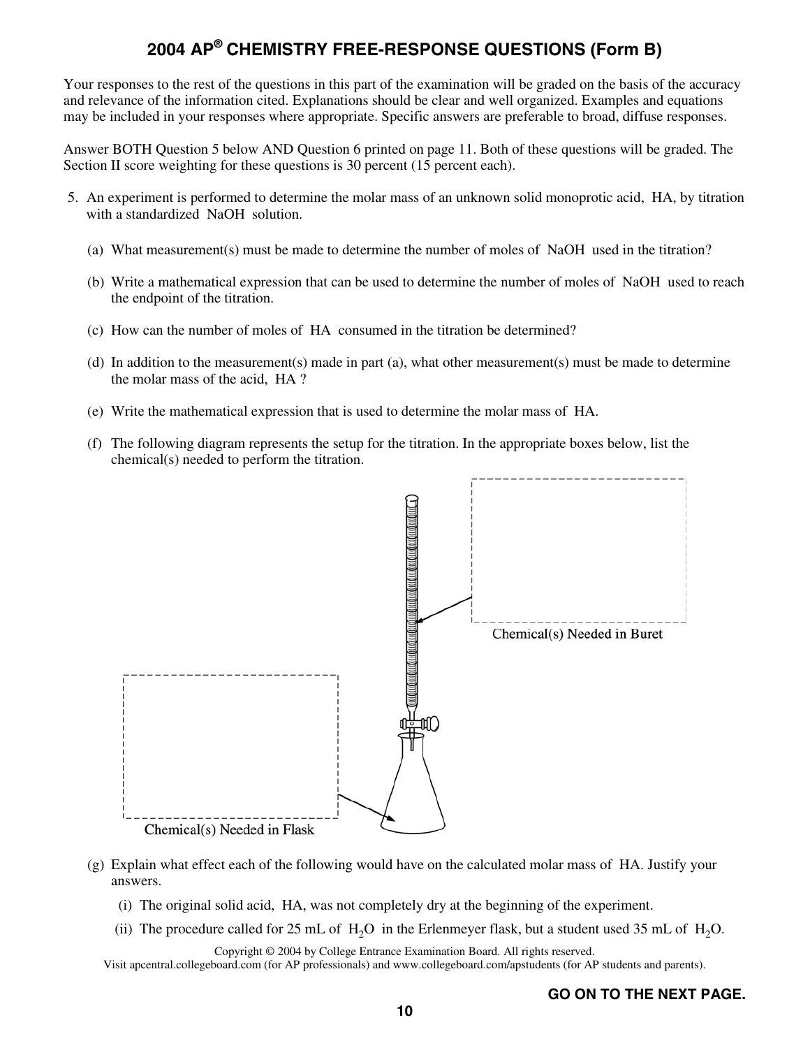# 2004 AP® CHEMISTRY FREE-RESPONSE QUESTIONS (Form B)

Your responses to the rest of the questions in this part of the examination will be graded on the basis of the accuracy and relevance of the information cited. Explanations should be clear and well organized. Examples and equations may be included in your responses where appropriate. Specific answers are preferable to broad, diffuse responses.

Answer BOTH Question 5 below AND Question 6 printed on page 11. Both of these questions will be graded. The Section II score weighting for these questions is 30 percent (15 percent each).

5. An experiment is performed to determine the molar mass of an unknown solid monoprotic acid, HA, by titration with a standardized NaOH solution.

   (a) What measurement(s) must be made to determine the number of moles of NaOH used in the titration?

   (b) Write a mathematical expression that can be used to determine the number of moles of NaOH used to reach the endpoint of the titration.

   (c) How can the number of moles of HA consumed in the titration be determined?

   (d) In addition to the measurement(s) made in part (a), what other measurement(s) must be made to determine the molar mass of the acid, HA ?

   (e) Write the mathematical expression that is used to determine the molar mass of HA.

   (f) The following diagram represents the setup for the titration. In the appropriate boxes below, list the chemical(s) needed to perform the titration.

   Chemical(s) Needed in Buret

   Chemical(s) Needed in Flask

   (g) Explain what effect each of the following would have on the calculated molar mass of HA. Justify your answers.

      (i) The original solid acid, HA, was not completely dry at the beginning of the experiment.

      (ii) The procedure called for 25 mL of $H_2O$ in the Erlenmeyer flask, but a student used 35 mL of $H_2O$.

Copyright © 2004 by College Entrance Examination Board. All rights reserved.
Visit apcentral.collegeboard.com (for AP professionals) and www.collegeboard.com/apstudents (for AP students and parents).

GO ON TO THE NEXT PAGE.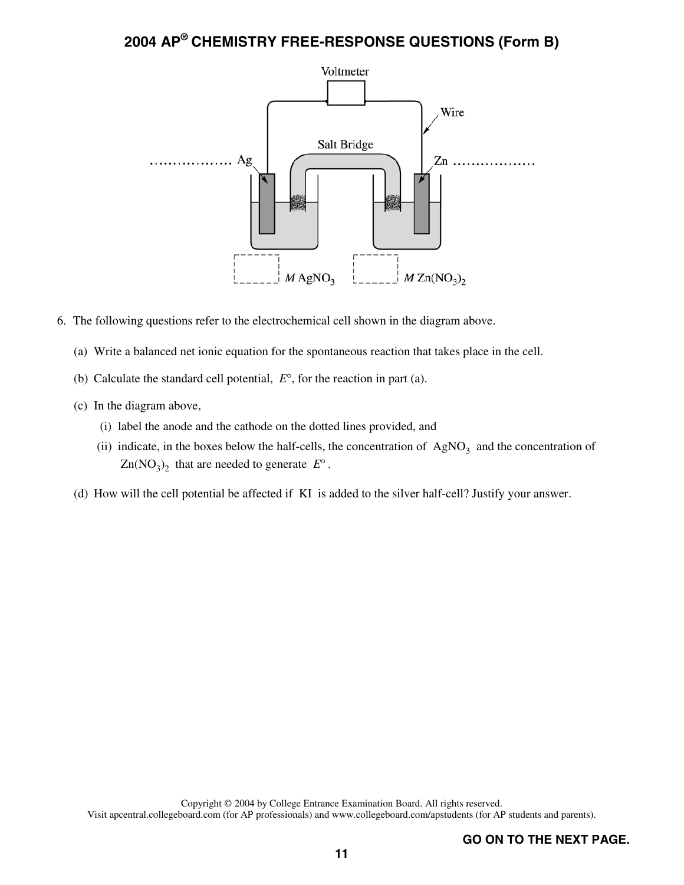Voltmeter

Wire

Salt Bridge

................. Ag

Zn .................

$M$ $AgNO_3$

$M$ $Zn(NO_3)_2$

6. The following questions refer to the electrochemical cell shown in the diagram above.

   (a) Write a balanced net ionic equation for the spontaneous reaction that takes place in the cell.

   (b) Calculate the standard cell potential, $E°$, for the reaction in part (a).

   (c) In the diagram above,

      (i) label the anode and the cathode on the dotted lines provided, and

      (ii) indicate, in the boxes below the half-cells, the concentration of $AgNO_3$ and the concentration of $Zn(NO_3)_2$ that are needed to generate $E°$.

   (d) How will the cell potential be affected if KI is added to the silver half-cell? Justify your answer.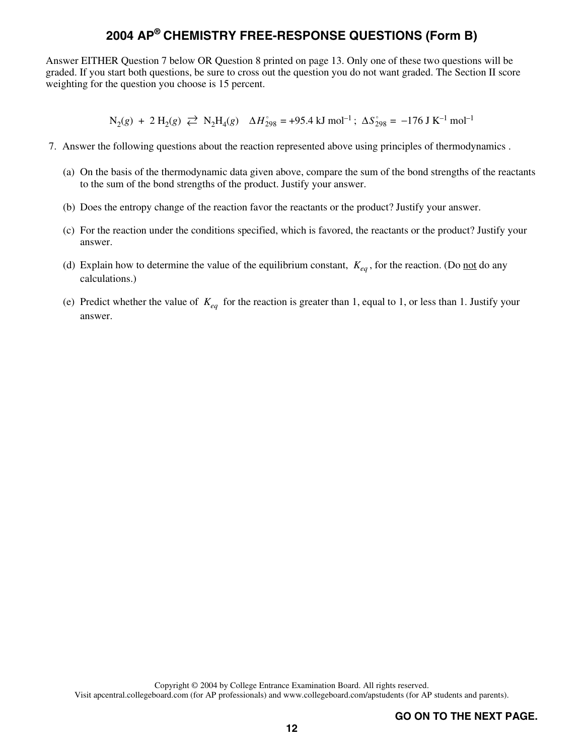Answer EITHER Question 7 below OR Question 8 printed on page 13. Only one of these two questions will be graded. If you start both questions, be sure to cross out the question you do not want graded. The Section II score weighting for the question you choose is 15 percent.

$$N_2(g) + 2\ H_2(g) \rightleftarrows N_2H_4(g) \quad \Delta H^\circ_{298} = +95.4 \text{ kJ mol}^{-1}\text{; } \Delta S^\circ_{298} = -176 \text{ J K}^{-1} \text{ mol}^{-1}$$

7. Answer the following questions about the reaction represented above using principles of thermodynamics .

   (a) On the basis of the thermodynamic data given above, compare the sum of the bond strengths of the reactants to the sum of the bond strengths of the product. Justify your answer.

   (b) Does the entropy change of the reaction favor the reactants or the product? Justify your answer.

   (c) For the reaction under the conditions specified, which is favored, the reactants or the product? Justify your answer.

   (d) Explain how to determine the value of the equilibrium constant, $K_{eq}$, for the reaction. (Do not do any calculations.)

   (e) Predict whether the value of $K_{eq}$ for the reaction is greater than 1, equal to 1, or less than 1. Justify your answer.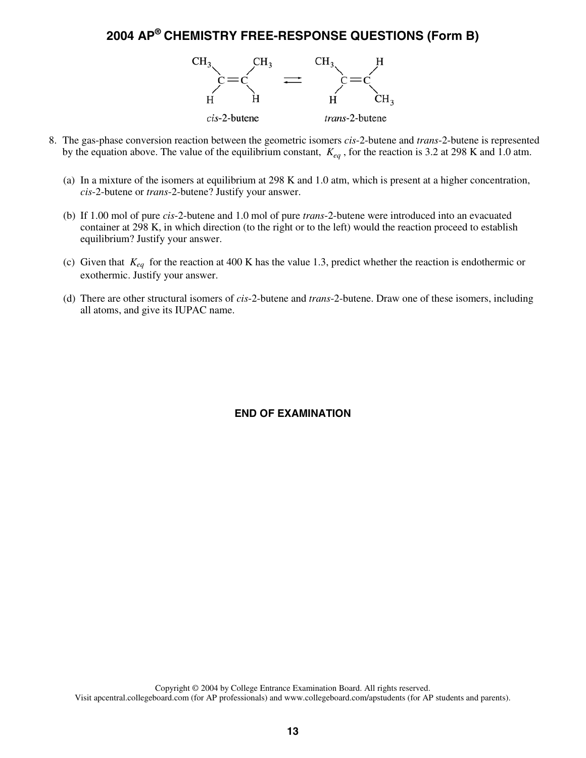cis-2-butene ⇌ trans-2-butene

8. The gas-phase conversion reaction between the geometric isomers *cis*-2-butene and *trans*-2-butene is represented by the equation above. The value of the equilibrium constant, $K_{eq}$ , for the reaction is 3.2 at 298 K and 1.0 atm.

   (a) In a mixture of the isomers at equilibrium at 298 K and 1.0 atm, which is present at a higher concentration, *cis*-2-butene or *trans*-2-butene? Justify your answer.

   (b) If 1.00 mol of pure *cis*-2-butene and 1.0 mol of pure *trans*-2-butene were introduced into an evacuated container at 298 K, in which direction (to the right or to the left) would the reaction proceed to establish equilibrium? Justify your answer.

   (c) Given that $K_{eq}$ for the reaction at 400 K has the value 1.3, predict whether the reaction is endothermic or exothermic. Justify your answer.

   (d) There are other structural isomers of *cis*-2-butene and *trans*-2-butene. Draw one of these isomers, including all atoms, and give its IUPAC name.

**END OF EXAMINATION**